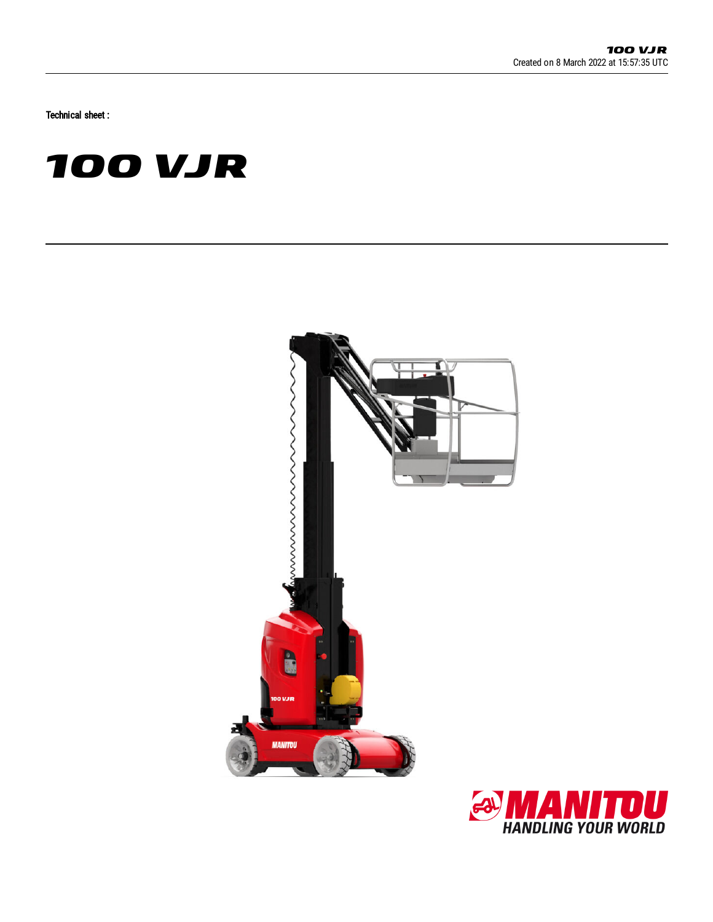Technical sheet :

# 100 VJR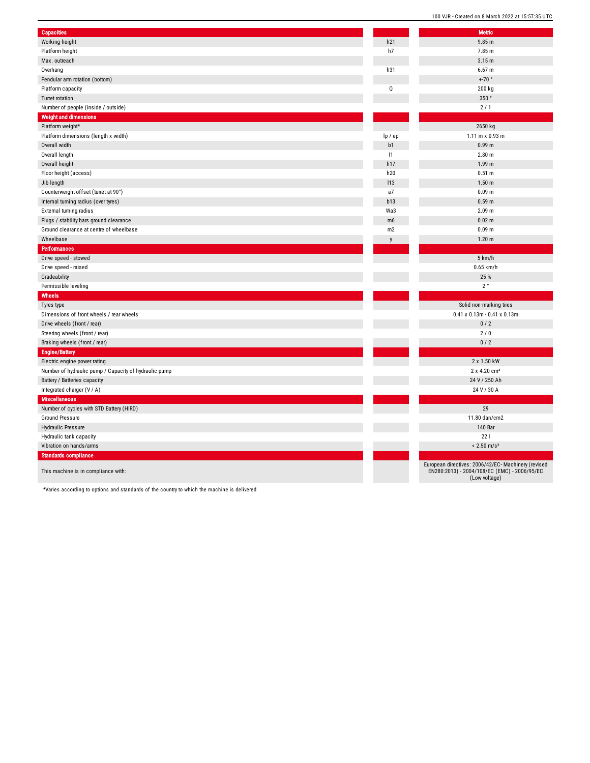| Capacities | | Metric |
|---|---|---|
| Working height | h21 | 9.85 m |
| Platform height | h7 | 7.85 m |
| Max. outreach | | 3.15 m |
| Overhang | h31 | 6.67 m |
| Pendular arm rotation (bottom) | | +-70 ° |
| Platform capacity | Q | 200 kg |
| Turret rotation | | 350 ° |
| Number of people (inside / outside) | | 2 / 1 |
| **Weight and dimensions** | | |
| Platform weight* | | 2650 kg |
| Platform dimensions (length x width) | lp / ep | 1.11 m x 0.93 m |
| Overall width | b1 | 0.99 m |
| Overall length | l1 | 2.80 m |
| Overall height | h17 | 1.99 m |
| Floor height (access) | h20 | 0.51 m |
| Jib length | l13 | 1.50 m |
| Counterweight offset (turret at 90°) | a7 | 0.09 m |
| Internal turning radius (over tyres) | b13 | 0.59 m |
| External turning radius | Wa3 | 2.09 m |
| Plugs / stability bars ground clearance | m6 | 0.02 m |
| Ground clearance at centre of wheelbase | m2 | 0.09 m |
| Wheelbase | y | 1.20 m |
| **Performances** | | |
| Drive speed - stowed | | 5 km/h |
| Drive speed - raised | | 0.65 km/h |
| Gradeability | | 25 % |
| Permissible leveling | | 2 ° |
| **Wheels** | | |
| Tyres type | | Solid non-marking tires |
| Dimensions of front wheels / rear wheels | | 0.41 x 0.13m - 0.41 x 0.13m |
| Drive wheels (front / rear) | | 0 / 2 |
| Steering wheels (front / rear) | | 2 / 0 |
| Braking wheels (front / rear) | | 0 / 2 |
| **Engine/Battery** | | |
| Electric engine power rating | | 2 x 1.50 kW |
| Number of hydraulic pump / Capacity of hydraulic pump | | 2 x 4.20 cm³ |
| Battery / Batteries capacity | | 24 V / 250 Ah |
| Integrated charger (V / A) | | 24 V / 30 A |
| **Miscellaneous** | | |
| Number of cycles with STD Battery (HIRD) | | 29 |
| Ground Pressure | | 11.80 dan/cm2 |
| Hydraulic Pressure | | 140 Bar |
| Hydraulic tank capacity | | 22 l |
| Vibration on hands/arms | | < 2.50 m/s² |
| **Standards compliance** | | |
| This machine is in compliance with: | | European directives: 2006/42/EC- Machinery (revised EN280:2013) - 2004/108/EC (EMC) - 2006/95/EC (Low voltage) |

*Varies according to options and standards of the country to which the machine is delivered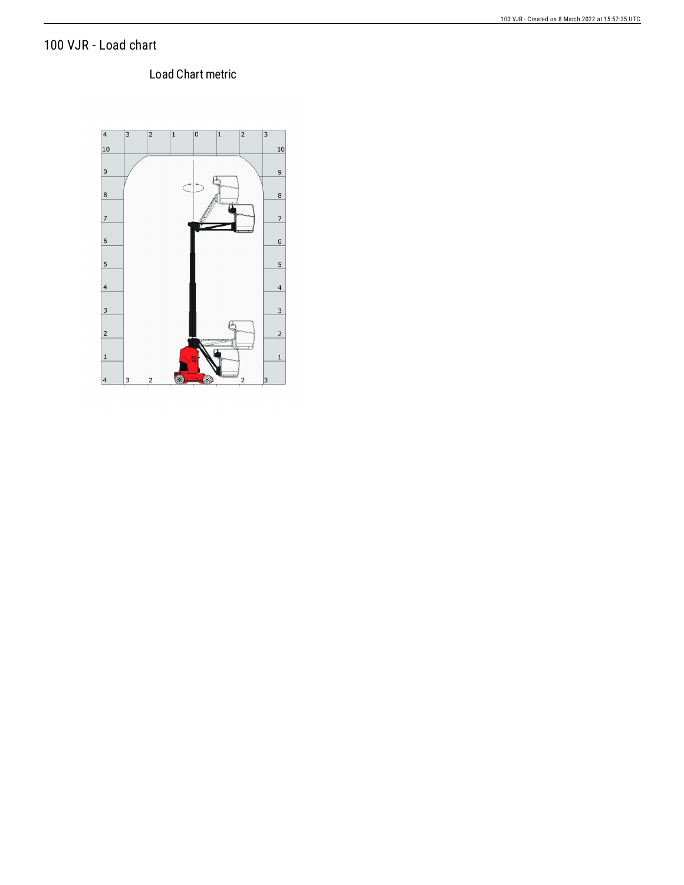# 100 VJR - Load chart

Load Chart metric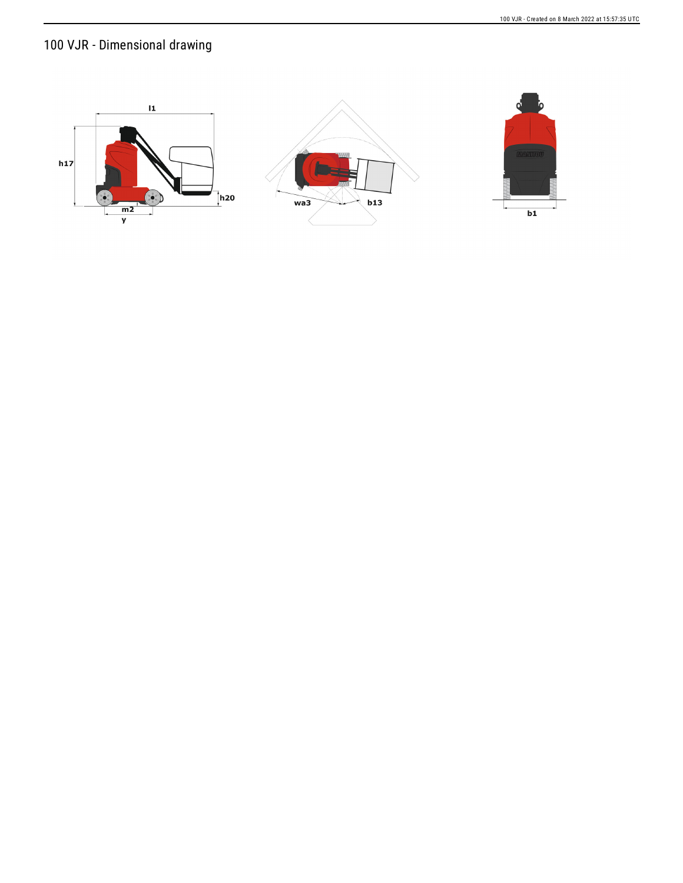# 100 VJR - Dimensional drawing

l1

h17

h20

m2

y

wa3

b13

b1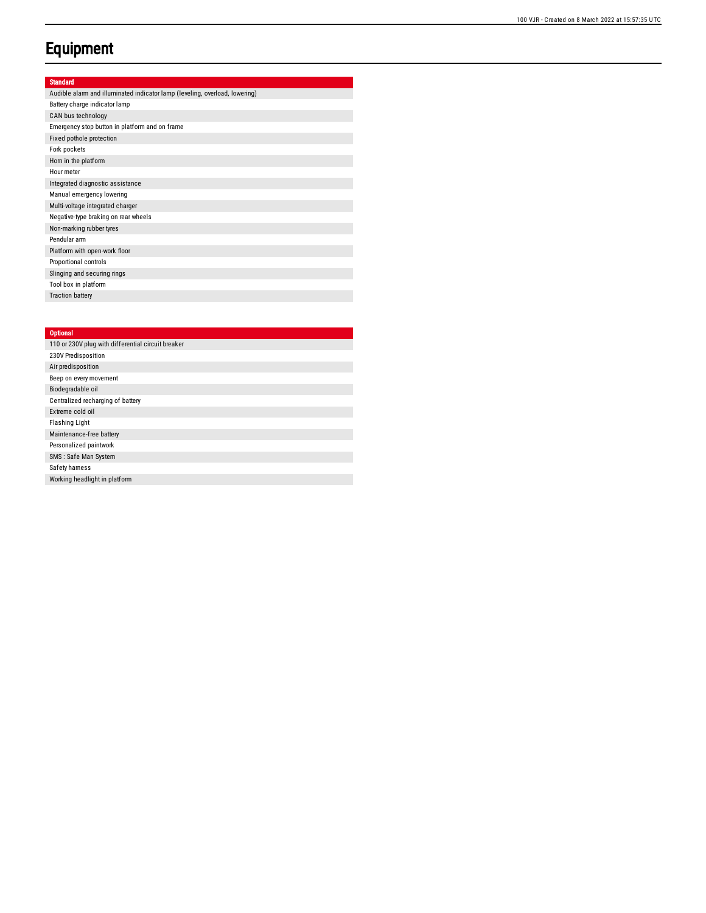# Equipment

| Standard |
| --- |
| Audible alarm and illuminated indicator lamp (leveling, overload, lowering) |
| Battery charge indicator lamp |
| CAN bus technology |
| Emergency stop button in platform and on frame |
| Fixed pothole protection |
| Fork pockets |
| Horn in the platform |
| Hour meter |
| Integrated diagnostic assistance |
| Manual emergency lowering |
| Multi-voltage integrated charger |
| Negative-type braking on rear wheels |
| Non-marking rubber tyres |
| Pendular arm |
| Platform with open-work floor |
| Proportional controls |
| Slinging and securing rings |
| Tool box in platform |
| Traction battery |

| Optional |
| --- |
| 110 or 230V plug with differential circuit breaker |
| 230V Predisposition |
| Air predisposition |
| Beep on every movement |
| Biodegradable oil |
| Centralized recharging of battery |
| Extreme cold oil |
| Flashing Light |
| Maintenance-free battery |
| Personalized paintwork |
| SMS : Safe Man System |
| Safety harness |
| Working headlight in platform |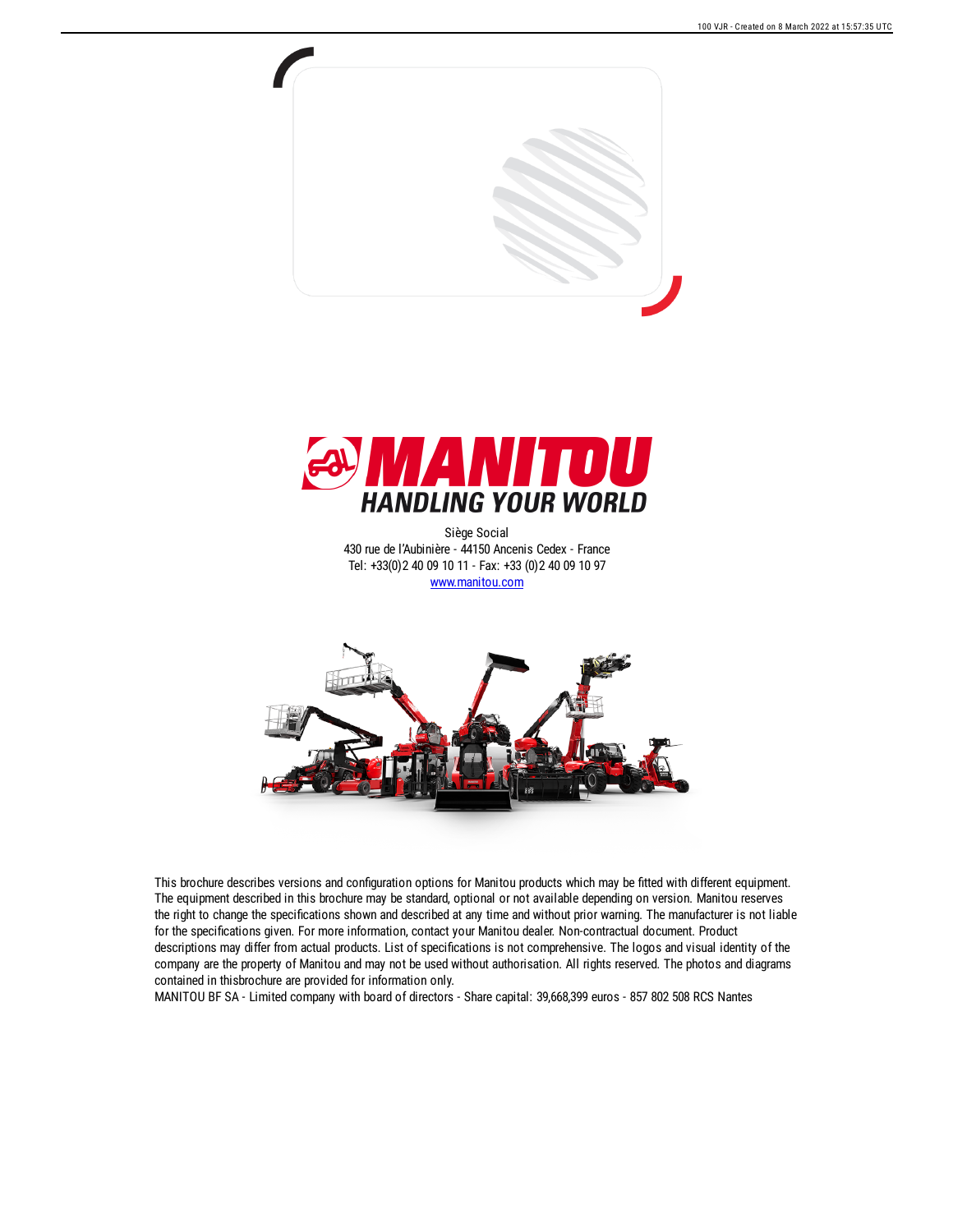Siège Social
430 rue de l'Aubinière - 44150 Ancenis Cedex - France
Tel: +33(0)2 40 09 10 11 - Fax: +33 (0)2 40 09 10 97
[www.manitou.com](http://www.manitou.com)

This brochure describes versions and configuration options for Manitou products which may be fitted with different equipment. The equipment described in this brochure may be standard, optional or not available depending on version. Manitou reserves the right to change the specifications shown and described at any time and without prior warning. The manufacturer is not liable for the specifications given. For more information, contact your Manitou dealer. Non-contractual document. Product descriptions may differ from actual products. List of specifications is not comprehensive. The logos and visual identity of the company are the property of Manitou and may not be used without authorisation. All rights reserved. The photos and diagrams contained in thisbrochure are provided for information only.
MANITOU BF SA - Limited company with board of directors - Share capital: 39,668,399 euros - 857 802 508 RCS Nantes